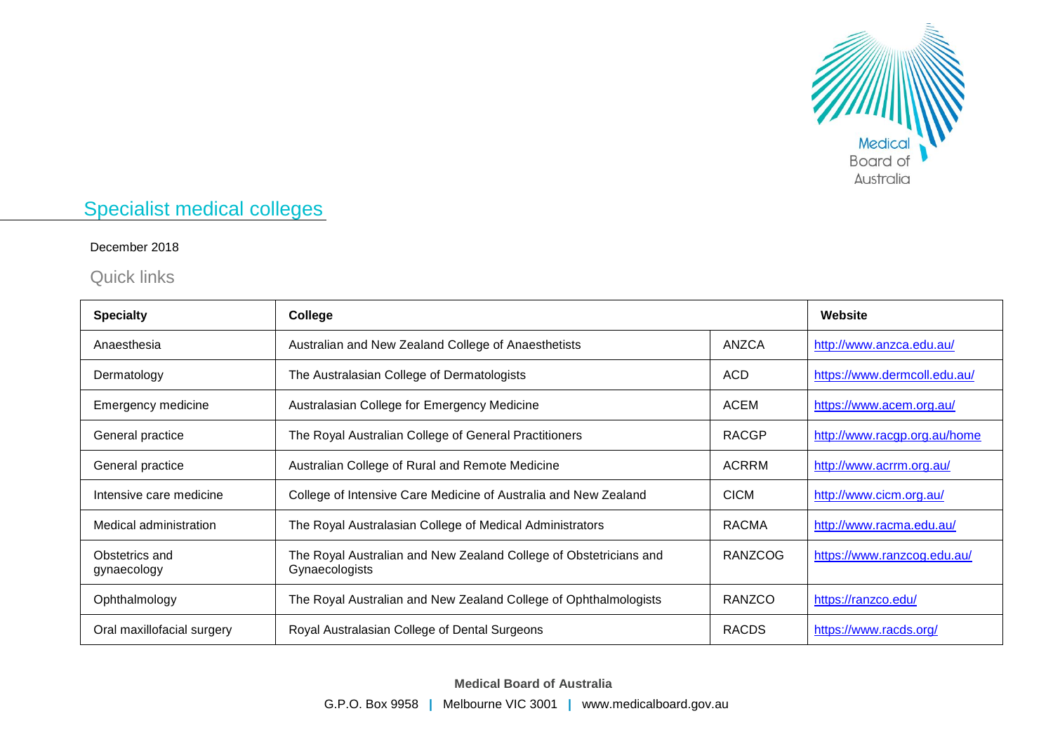## Specialist medical colleges

December 2018

### Quick links

| Specialty | College | | Website |
|---|---|---|---|
| Anaesthesia | Australian and New Zealand College of Anaesthetists | ANZCA | http://www.anzca.edu.au/ |
| Dermatology | The Australasian College of Dermatologists | ACD | https://www.dermcoll.edu.au/ |
| Emergency medicine | Australasian College for Emergency Medicine | ACEM | https://www.acem.org.au/ |
| General practice | The Royal Australian College of General Practitioners | RACGP | http://www.racgp.org.au/home |
| General practice | Australian College of Rural and Remote Medicine | ACRRM | http://www.acrrm.org.au/ |
| Intensive care medicine | College of Intensive Care Medicine of Australia and New Zealand | CICM | http://www.cicm.org.au/ |
| Medical administration | The Royal Australasian College of Medical Administrators | RACMA | http://www.racma.edu.au/ |
| Obstetrics and gynaecology | The Royal Australian and New Zealand College of Obstetricians and Gynaecologists | RANZCOG | https://www.ranzcog.edu.au/ |
| Ophthalmology | The Royal Australian and New Zealand College of Ophthalmologists | RANZCO | https://ranzco.edu/ |
| Oral maxillofacial surgery | Royal Australasian College of Dental Surgeons | RACDS | https://www.racds.org/ |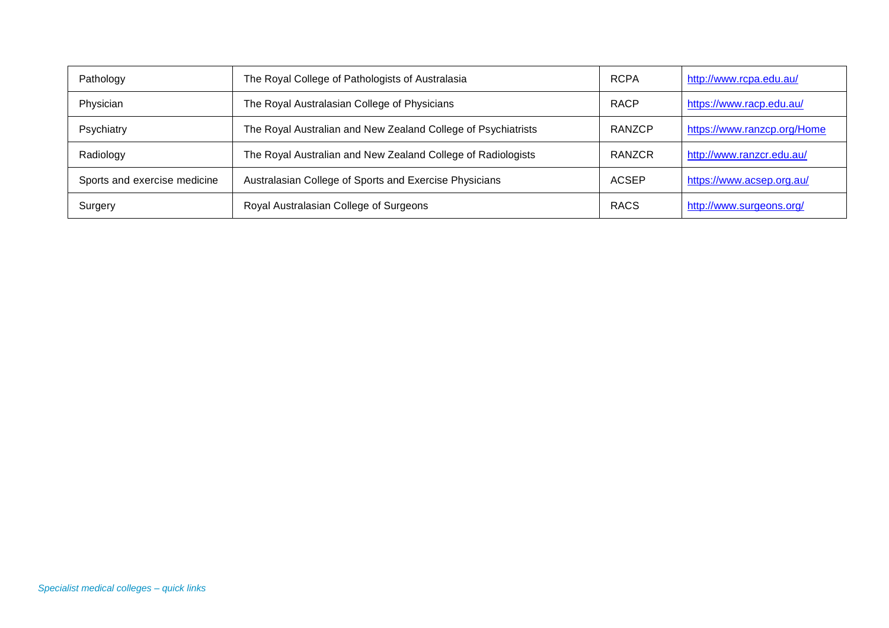| | | | |
|---|---|---|---|
| Pathology | The Royal College of Pathologists of Australasia | RCPA | http://www.rcpa.edu.au/ |
| Physician | The Royal Australasian College of Physicians | RACP | https://www.racp.edu.au/ |
| Psychiatry | The Royal Australian and New Zealand College of Psychiatrists | RANZCP | https://www.ranzcp.org/Home |
| Radiology | The Royal Australian and New Zealand College of Radiologists | RANZCR | http://www.ranzcr.edu.au/ |
| Sports and exercise medicine | Australasian College of Sports and Exercise Physicians | ACSEP | https://www.acsep.org.au/ |
| Surgery | Royal Australasian College of Surgeons | RACS | http://www.surgeons.org/ |